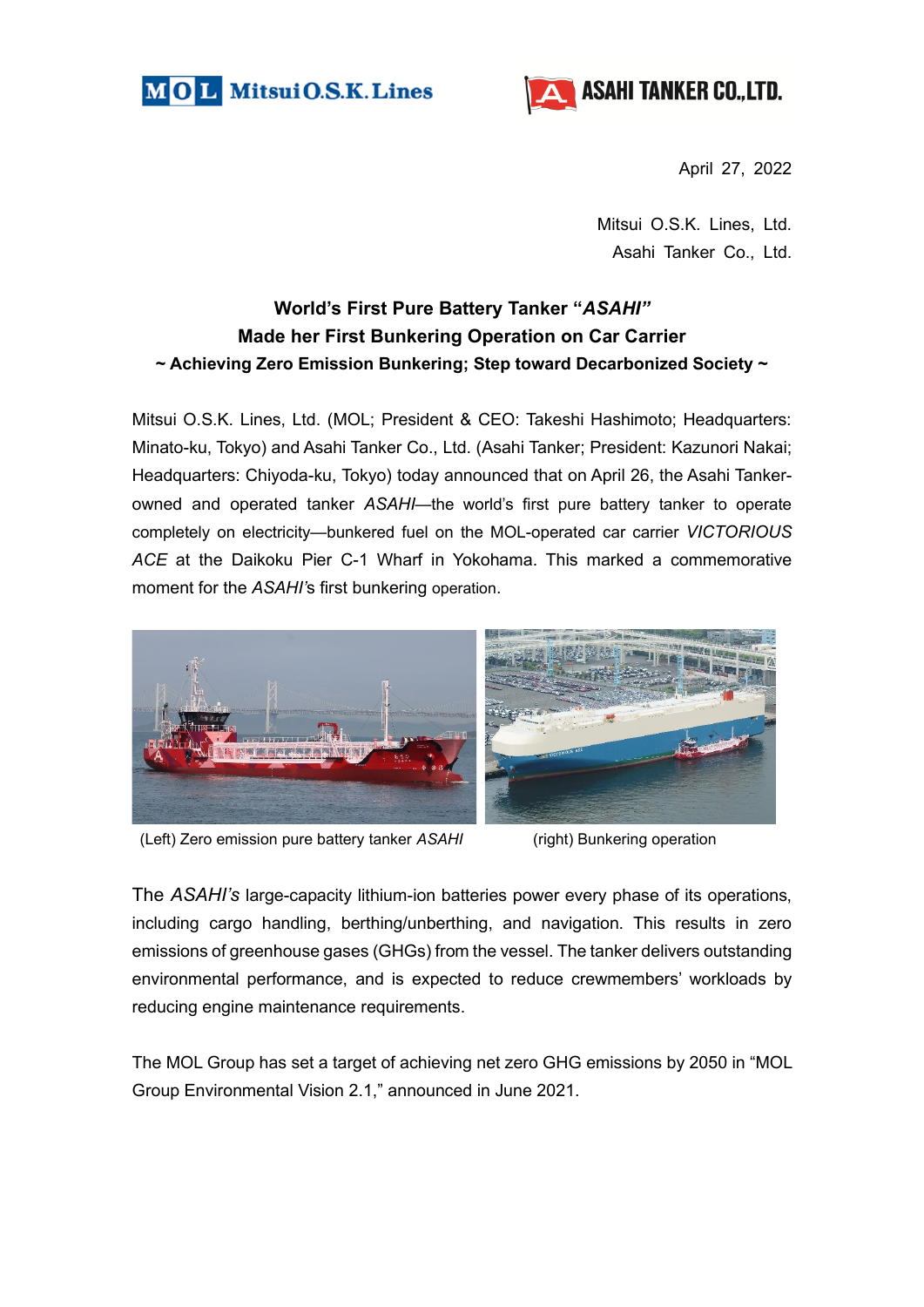Mitsui O.S.K. Lines    ASAHI TANKER CO.,LTD.

April 27, 2022

Mitsui O.S.K. Lines, Ltd.
Asahi Tanker Co., Ltd.

## World's First Pure Battery Tanker "*ASAHI*" Made her First Bunkering Operation on Car Carrier

### ~ Achieving Zero Emission Bunkering; Step toward Decarbonized Society ~

Mitsui O.S.K. Lines, Ltd. (MOL; President & CEO: Takeshi Hashimoto; Headquarters: Minato-ku, Tokyo) and Asahi Tanker Co., Ltd. (Asahi Tanker; President: Kazunori Nakai; Headquarters: Chiyoda-ku, Tokyo) today announced that on April 26, the Asahi Tanker-owned and operated tanker *ASAHI*—the world's first pure battery tanker to operate completely on electricity—bunkered fuel on the MOL-operated car carrier *VICTORIOUS ACE* at the Daikoku Pier C-1 Wharf in Yokohama. This marked a commemorative moment for the *ASAHI*'s first bunkering operation.

(Left) Zero emission pure battery tanker *ASAHI*    (right) Bunkering operation

The *ASAHI's* large-capacity lithium-ion batteries power every phase of its operations, including cargo handling, berthing/unberthing, and navigation. This results in zero emissions of greenhouse gases (GHGs) from the vessel. The tanker delivers outstanding environmental performance, and is expected to reduce crewmembers' workloads by reducing engine maintenance requirements.

The MOL Group has set a target of achieving net zero GHG emissions by 2050 in "MOL Group Environmental Vision 2.1," announced in June 2021.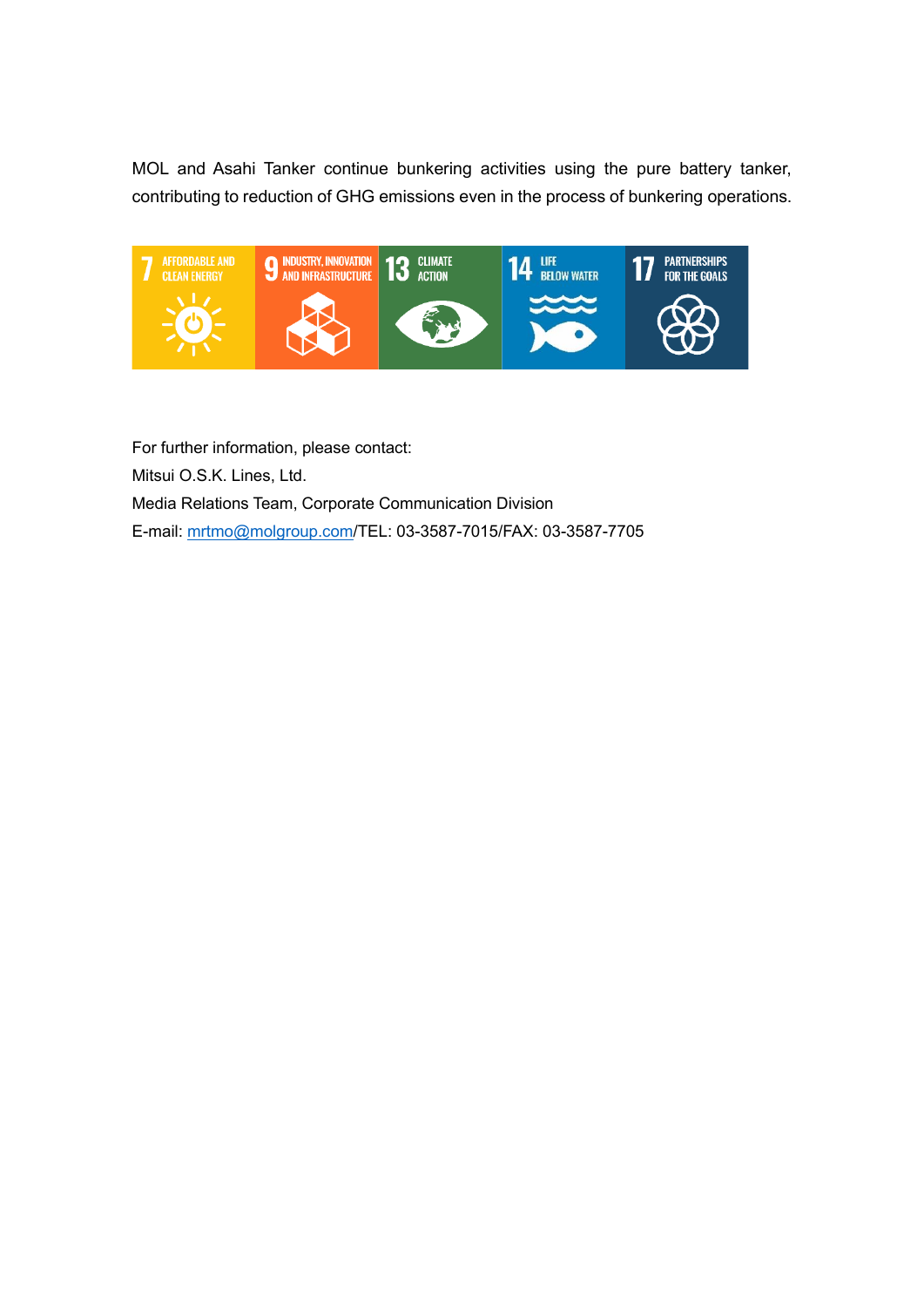MOL and Asahi Tanker continue bunkering activities using the pure battery tanker, contributing to reduction of GHG emissions even in the process of bunkering operations.

For further information, please contact:
Mitsui O.S.K. Lines, Ltd.
Media Relations Team, Corporate Communication Division
E-mail: mrtmo@molgroup.com/TEL: 03-3587-7015/FAX: 03-3587-7705